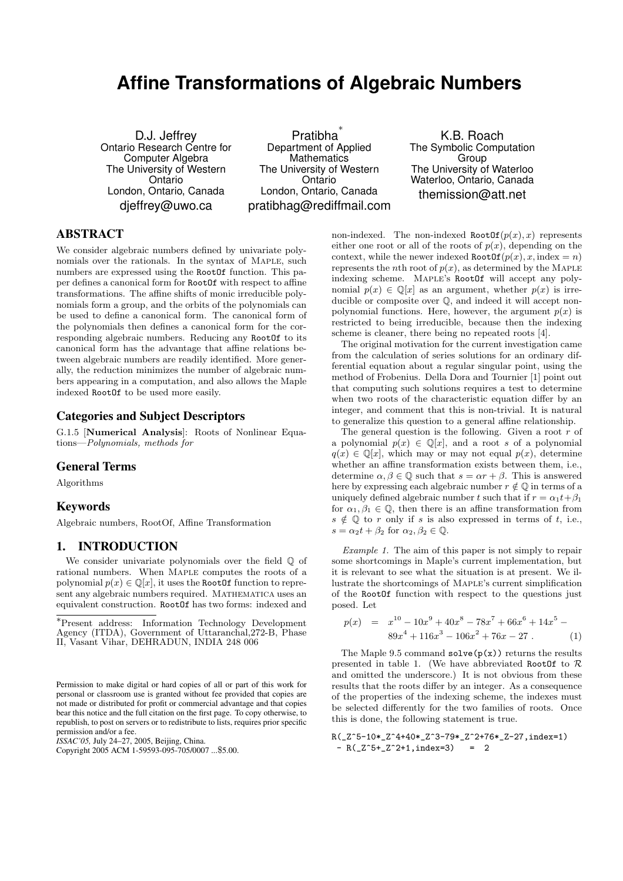# Affine Transformations of Algebraic Numbers

D.J. Jeffrey
Ontario Research Centre for Computer Algebra
The University of Western Ontario
London, Ontario, Canada
djeffrey@uwo.ca

Pratibha[*]
Department of Applied Mathematics
The University of Western Ontario
London, Ontario, Canada
pratibhag@rediffmail.com

K.B. Roach
The Symbolic Computation Group
The University of Waterloo
Waterloo, Ontario, Canada
themission@att.net

## ABSTRACT

We consider algebraic numbers defined by univariate polynomials over the rationals. In the syntax of Maple, such numbers are expressed using the RootOf function. This paper defines a canonical form for RootOf with respect to affine transformations. The affine shifts of monic irreducible polynomials form a group, and the orbits of the polynomials can be used to define a canonical form. The canonical form of the polynomials then defines a canonical form for the corresponding algebraic numbers. Reducing any RootOf to its canonical form has the advantage that affine relations between algebraic numbers are readily identified. More generally, the reduction minimizes the number of algebraic numbers appearing in a computation, and also allows the Maple indexed RootOf to be used more easily.

## Categories and Subject Descriptors

G.1.5 [**Numerical Analysis**]: Roots of Nonlinear Equations—*Polynomials, methods for*

## General Terms

Algorithms

## Keywords

Algebraic numbers, RootOf, Affine Transformation

## 1. INTRODUCTION

We consider univariate polynomials over the field $\mathbb{Q}$ of rational numbers. When Maple computes the roots of a polynomial $p(x) \in \mathbb{Q}[x]$, it uses the RootOf function to represent any algebraic numbers required. Mathematica uses an equivalent construction. RootOf has two forms: indexed and non-indexed. The non-indexed $\texttt{RootOf}(p(x), x)$ represents either one root or all of the roots of $p(x)$, depending on the context, while the newer indexed $\texttt{RootOf}(p(x), x, \text{index} = n)$ represents the $n$th root of $p(x)$, as determined by the Maple indexing scheme. Maple's RootOf will accept any polynomial $p(x) \in \mathbb{Q}[x]$ as an argument, whether $p(x)$ is irreducible or composite over $\mathbb{Q}$, and indeed it will accept non-polynomial functions. Here, however, the argument $p(x)$ is restricted to being irreducible, because then the indexing scheme is cleaner, there being no repeated roots [4].

The original motivation for the current investigation came from the calculation of series solutions for an ordinary differential equation about a regular singular point, using the method of Frobenius. Della Dora and Tournier [1] point out that computing such solutions requires a test to determine when two roots of the characteristic equation differ by an integer, and comment that this is non-trivial. It is natural to generalize this question to a general affine relationship.

The general question is the following. Given a root $r$ of a polynomial $p(x) \in \mathbb{Q}[x]$, and a root $s$ of a polynomial $q(x) \in \mathbb{Q}[x]$, which may or may not equal $p(x)$, determine whether an affine transformation exists between them, i.e., determine $\alpha, \beta \in \mathbb{Q}$ such that $s = \alpha r + \beta$. This is answered here by expressing each algebraic number $r \notin \mathbb{Q}$ in terms of a uniquely defined algebraic number $t$ such that if $r = \alpha_1 t + \beta_1$ for $\alpha_1, \beta_1 \in \mathbb{Q}$, then there is an affine transformation from $s \notin \mathbb{Q}$ to $r$ only if $s$ is also expressed in terms of $t$, i.e., $s = \alpha_2 t + \beta_2$ for $\alpha_2, \beta_2 \in \mathbb{Q}$.

*Example 1.* The aim of this paper is not simply to repair some shortcomings in Maple's current implementation, but it is relevant to see what the situation is at present. We illustrate the shortcomings of Maple's current simplification of the RootOf function with respect to the questions just posed. Let

$$p(x) = x^{10} - 10x^9 + 40x^8 - 78x^7 + 66x^6 + 14x^5 - 89x^4 + 116x^3 - 106x^2 + 76x - 27 . \quad (1)$$

The Maple 9.5 command solve(p(x)) returns the results presented in table 1. (We have abbreviated RootOf to $\mathcal{R}$ and omitted the underscore.) It is not obvious from these results that the roots differ by an integer. As a consequence of the properties of the indexing scheme, the indexes must be selected differently for the two families of roots. Once this is done, the following statement is true.

```
R(_Z^5-10*_Z^4+40*_Z^3-79*_Z^2+76*_Z-27,index=1)
 - R(_Z^5+_Z^2+1,index=3)   =  2
```

---

[*]Present address: Information Technology Development Agency (ITDA), Government of Uttaranchal,272-B, Phase II, Vasant Vihar, DEHRADUN, INDIA 248 006

Permission to make digital or hard copies of all or part of this work for personal or classroom use is granted without fee provided that copies are not made or distributed for profit or commercial advantage and that copies bear this notice and the full citation on the first page. To copy otherwise, to republish, to post on servers or to redistribute to lists, requires prior specific permission and/or a fee.
*ISSAC'05,* July 24–27, 2005, Beijing, China.
Copyright 2005 ACM 1-59593-095-705/0007 ...$5.00.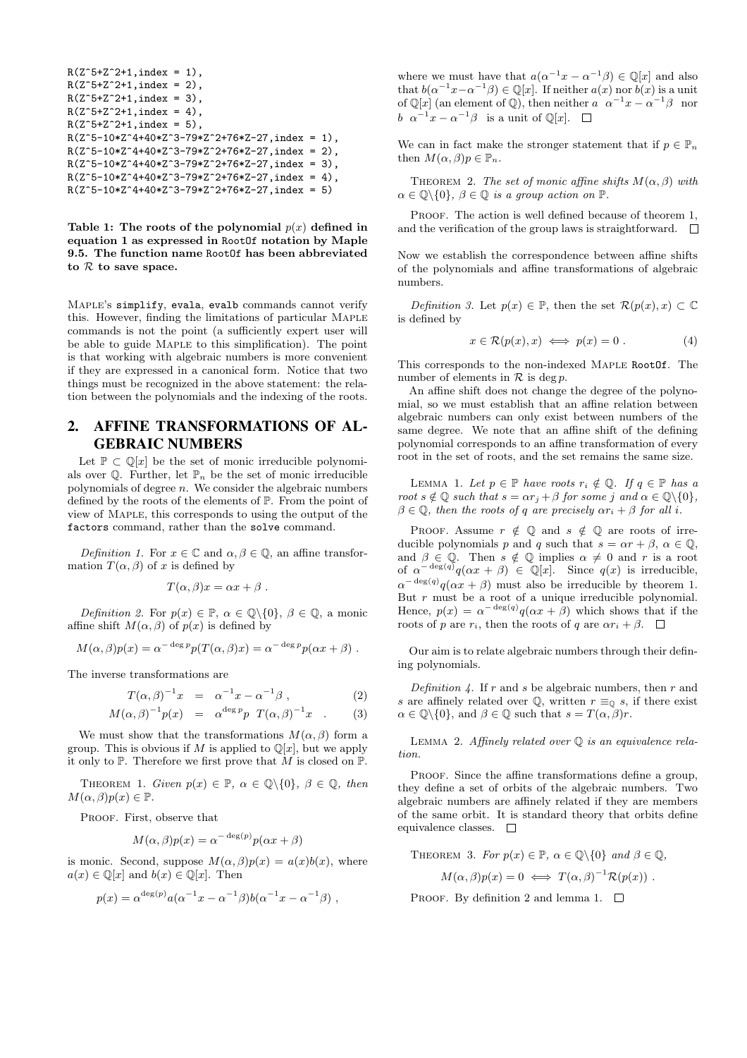```
R(Z^5+Z^2+1,index = 1),
R(Z^5+Z^2+1,index = 2),
R(Z^5+Z^2+1,index = 3),
R(Z^5+Z^2+1,index = 4),
R(Z^5+Z^2+1,index = 5),
R(Z^5-10*Z^4+40*Z^3-79*Z^2+76*Z-27,index = 1),
R(Z^5-10*Z^4+40*Z^3-79*Z^2+76*Z-27,index = 2),
R(Z^5-10*Z^4+40*Z^3-79*Z^2+76*Z-27,index = 3),
R(Z^5-10*Z^4+40*Z^3-79*Z^2+76*Z-27,index = 4),
R(Z^5-10*Z^4+40*Z^3-79*Z^2+76*Z-27,index = 5)
```

**Table 1: The roots of the polynomial $p(x)$ defined in equation 1 as expressed in RootOf notation by Maple 9.5. The function name RootOf has been abbreviated to $\mathcal{R}$ to save space.**

MAPLE's simplify, evala, evalb commands cannot verify this. However, finding the limitations of particular MAPLE commands is not the point (a sufficiently expert user will be able to guide MAPLE to this simplification). The point is that working with algebraic numbers is more convenient if they are expressed in a canonical form. Notice that two things must be recognized in the above statement: the relation between the polynomials and the indexing of the roots.

## 2. AFFINE TRANSFORMATIONS OF ALGEBRAIC NUMBERS

Let $\mathbb{P} \subset \mathbb{Q}[x]$ be the set of monic irreducible polynomials over $\mathbb{Q}$. Further, let $\mathbb{P}_n$ be the set of monic irreducible polynomials of degree $n$. We consider the algebraic numbers defined by the roots of the elements of $\mathbb{P}$. From the point of view of MAPLE, this corresponds to using the output of the factors command, rather than the solve command.

*Definition 1.* For $x \in \mathbb{C}$ and $\alpha, \beta \in \mathbb{Q}$, an affine transformation $T(\alpha, \beta)$ of $x$ is defined by

$$T(\alpha, \beta)x = \alpha x + \beta \ .$$

*Definition 2.* For $p(x) \in \mathbb{P}$, $\alpha \in \mathbb{Q}\backslash\{0\}$, $\beta \in \mathbb{Q}$, a monic affine shift $M(\alpha, \beta)$ of $p(x)$ is defined by

$$M(\alpha, \beta)p(x) = \alpha^{-\deg p} p(T(\alpha, \beta)x) = \alpha^{-\deg p} p(\alpha x + \beta) \ .$$

The inverse transformations are

$$T(\alpha, \beta)^{-1} x = \alpha^{-1} x - \alpha^{-1}\beta \ , \tag{2}$$

$$M(\alpha, \beta)^{-1} p(x) = \alpha^{\deg p} p \ \ T(\alpha, \beta)^{-1} x \quad . \tag{3}$$

We must show that the transformations $M(\alpha, \beta)$ form a group. This is obvious if $M$ is applied to $\mathbb{Q}[x]$, but we apply it only to $\mathbb{P}$. Therefore we first prove that $M$ is closed on $\mathbb{P}$.

THEOREM 1. *Given $p(x) \in \mathbb{P}$, $\alpha \in \mathbb{Q}\backslash\{0\}$, $\beta \in \mathbb{Q}$, then $M(\alpha, \beta)p(x) \in \mathbb{P}$.*

PROOF. First, observe that

$$M(\alpha, \beta)p(x) = \alpha^{-\deg(p)} p(\alpha x + \beta)$$

is monic. Second, suppose $M(\alpha, \beta)p(x) = a(x)b(x)$, where $a(x) \in \mathbb{Q}[x]$ and $b(x) \in \mathbb{Q}[x]$. Then

$$p(x) = \alpha^{\deg(p)} a(\alpha^{-1}x - \alpha^{-1}\beta) b(\alpha^{-1}x - \alpha^{-1}\beta) \ ,$$

where we must have that $a(\alpha^{-1}x - \alpha^{-1}\beta) \in \mathbb{Q}[x]$ and also that $b(\alpha^{-1}x - \alpha^{-1}\beta) \in \mathbb{Q}[x]$. If neither $a(x)$ nor $b(x)$ is a unit of $\mathbb{Q}[x]$ (an element of $\mathbb{Q}$), then neither $a \ \ \alpha^{-1}x - \alpha^{-1}\beta$ nor $b \ \ \alpha^{-1}x - \alpha^{-1}\beta$ is a unit of $\mathbb{Q}[x]$. □

We can in fact make the stronger statement that if $p \in \mathbb{P}_n$ then $M(\alpha, \beta)p \in \mathbb{P}_n$.

THEOREM 2. *The set of monic affine shifts $M(\alpha, \beta)$ with $\alpha \in \mathbb{Q}\backslash\{0\}$, $\beta \in \mathbb{Q}$ is a group action on $\mathbb{P}$.*

PROOF. The action is well defined because of theorem 1, and the verification of the group laws is straightforward. □

Now we establish the correspondence between affine shifts of the polynomials and affine transformations of algebraic numbers.

*Definition 3.* Let $p(x) \in \mathbb{P}$, then the set $\mathcal{R}(p(x), x) \subset \mathbb{C}$ is defined by

$$x \in \mathcal{R}(p(x), x) \iff p(x) = 0 \ . \tag{4}$$

This corresponds to the non-indexed MAPLE RootOf. The number of elements in $\mathcal{R}$ is $\deg p$.

An affine shift does not change the degree of the polynomial, so we must establish that an affine relation between algebraic numbers can only exist between numbers of the same degree. We note that an affine shift of the defining polynomial corresponds to an affine transformation of every root in the set of roots, and the set remains the same size.

LEMMA 1. *Let $p \in \mathbb{P}$ have roots $r_i \notin \mathbb{Q}$. If $q \in \mathbb{P}$ has a root $s \notin \mathbb{Q}$ such that $s = \alpha r_j + \beta$ for some $j$ and $\alpha \in \mathbb{Q}\backslash\{0\}$, $\beta \in \mathbb{Q}$, then the roots of $q$ are precisely $\alpha r_i + \beta$ for all $i$.*

PROOF. Assume $r \notin \mathbb{Q}$ and $s \notin \mathbb{Q}$ are roots of irreducible polynomials $p$ and $q$ such that $s = \alpha r + \beta$, $\alpha \in \mathbb{Q}$, and $\beta \in \mathbb{Q}$. Then $s \notin \mathbb{Q}$ implies $\alpha \neq 0$ and $r$ is a root of $\alpha^{-\deg(q)} q(\alpha x + \beta) \in \mathbb{Q}[x]$. Since $q(x)$ is irreducible, $\alpha^{-\deg(q)} q(\alpha x + \beta)$ must also be irreducible by theorem 1. But $r$ must be a root of a unique irreducible polynomial. Hence, $p(x) = \alpha^{-\deg(q)} q(\alpha x + \beta)$ which shows that if the roots of $p$ are $r_i$, then the roots of $q$ are $\alpha r_i + \beta$. □

Our aim is to relate algebraic numbers through their defining polynomials.

*Definition 4.* If $r$ and $s$ be algebraic numbers, then $r$ and $s$ are affinely related over $\mathbb{Q}$, written $r \equiv_{\mathbb{Q}} s$, if there exist $\alpha \in \mathbb{Q}\backslash\{0\}$, and $\beta \in \mathbb{Q}$ such that $s = T(\alpha, \beta)r$.

LEMMA 2. *Affinely related over $\mathbb{Q}$ is an equivalence relation.*

PROOF. Since the affine transformations define a group, they define a set of orbits of the algebraic numbers. Two algebraic numbers are affinely related if they are members of the same orbit. It is standard theory that orbits define equivalence classes. □

THEOREM 3. *For $p(x) \in \mathbb{P}$, $\alpha \in \mathbb{Q}\backslash\{0\}$ and $\beta \in \mathbb{Q}$,*

$$M(\alpha, \beta)p(x) = 0 \iff T(\alpha, \beta)^{-1}\mathcal{R}(p(x)) \ .$$

PROOF. By definition 2 and lemma 1. □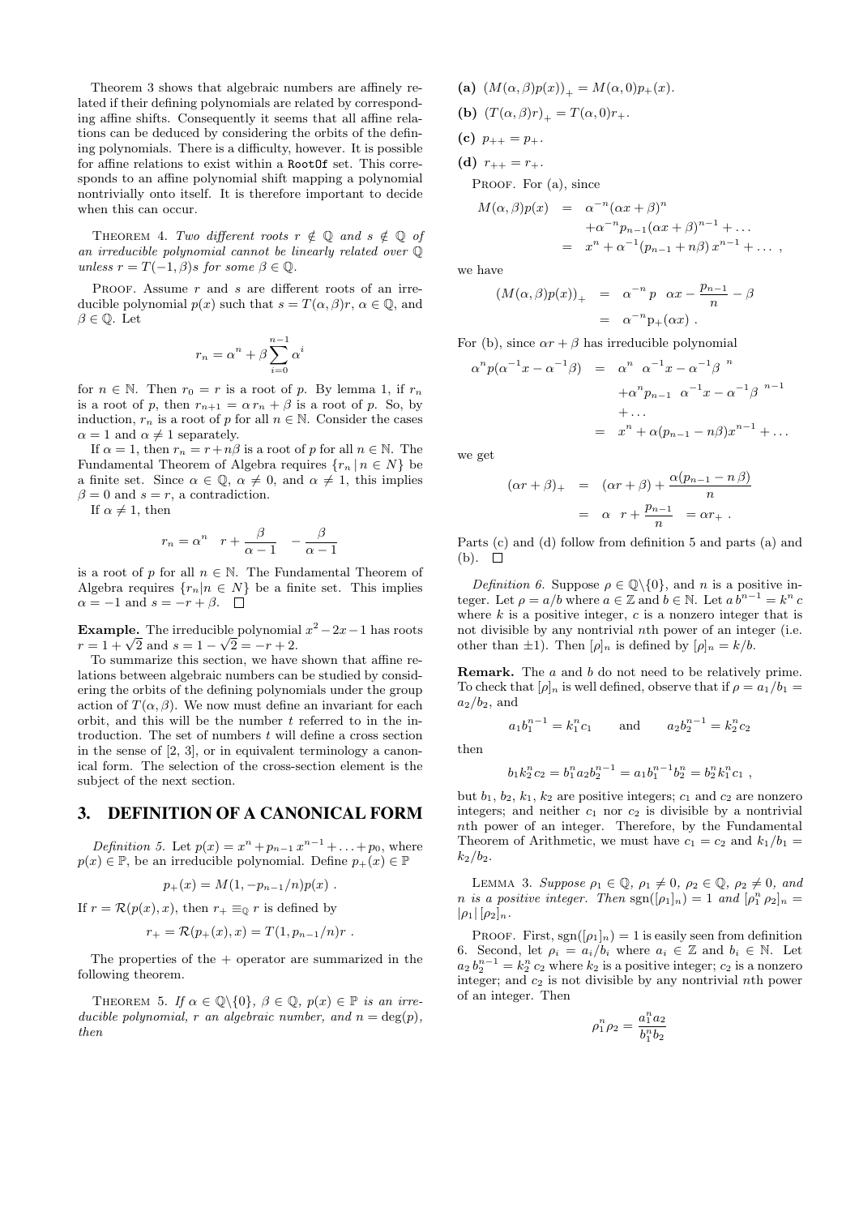Theorem 3 shows that algebraic numbers are affinely related if their defining polynomials are related by corresponding affine shifts. Consequently it seems that all affine relations can be deduced by considering the orbits of the defining polynomials. There is a difficulty, however. It is possible for affine relations to exist within a `RootOf` set. This corresponds to an affine polynomial shift mapping a polynomial nontrivially onto itself. It is therefore important to decide when this can occur.

THEOREM 4. *Two different roots $r \notin \mathbb{Q}$ and $s \notin \mathbb{Q}$ of an irreducible polynomial cannot be linearly related over $\mathbb{Q}$ unless $r = T(-1, \beta)s$ for some $\beta \in \mathbb{Q}$.*

PROOF. Assume $r$ and $s$ are different roots of an irreducible polynomial $p(x)$ such that $s = T(\alpha, \beta)r$, $\alpha \in \mathbb{Q}$, and $\beta \in \mathbb{Q}$. Let

$$r_n = \alpha^n + \beta \sum_{i=0}^{n-1} \alpha^i$$

for $n \in \mathbb{N}$. Then $r_0 = r$ is a root of $p$. By lemma 1, if $r_n$ is a root of $p$, then $r_{n+1} = \alpha r_n + \beta$ is a root of $p$. So, by induction, $r_n$ is a root of $p$ for all $n \in \mathbb{N}$. Consider the cases $\alpha = 1$ and $\alpha \neq 1$ separately.

If $\alpha = 1$, then $r_n = r + n\beta$ is a root of $p$ for all $n \in \mathbb{N}$. The Fundamental Theorem of Algebra requires $\{r_n \,|\, n \in N\}$ be a finite set. Since $\alpha \in \mathbb{Q}$, $\alpha \neq 0$, and $\alpha \neq 1$, this implies $\beta = 0$ and $s = r$, a contradiction.

If $\alpha \neq 1$, then

$$r_n = \alpha^n \left( r + \frac{\beta}{\alpha - 1} \right) - \frac{\beta}{\alpha - 1}$$

is a root of $p$ for all $n \in \mathbb{N}$. The Fundamental Theorem of Algebra requires $\{r_n | n \in N\}$ be a finite set. This implies $\alpha = -1$ and $s = -r + \beta$. $\square$

**Example.** The irreducible polynomial $x^2 - 2x - 1$ has roots $r = 1 + \sqrt{2}$ and $s = 1 - \sqrt{2} = -r + 2$.

To summarize this section, we have shown that affine relations between algebraic numbers can be studied by considering the orbits of the defining polynomials under the group action of $T(\alpha, \beta)$. We now must define an invariant for each orbit, and this will be the number $t$ referred to in the introduction. The set of numbers $t$ will define a cross section in the sense of [2, 3], or in equivalent terminology a canonical form. The selection of the cross-section element is the subject of the next section.

## 3. DEFINITION OF A CANONICAL FORM

*Definition 5.* Let $p(x) = x^n + p_{n-1}x^{n-1} + \ldots + p_0$, where $p(x) \in \mathbb{P}$, be an irreducible polynomial. Define $p_+(x) \in \mathbb{P}$

$$p_+(x) = M(1, -p_{n-1}/n)p(x) .$$

If $r = \mathcal{R}(p(x), x)$, then $r_+ \equiv_{\mathbb{Q}} r$ is defined by

$$r_+ = \mathcal{R}(p_+(x), x) = T(1, p_{n-1}/n)r .$$

The properties of the $+$ operator are summarized in the following theorem.

THEOREM 5. *If $\alpha \in \mathbb{Q}\backslash\{0\}$, $\beta \in \mathbb{Q}$, $p(x) \in \mathbb{P}$ is an irreducible polynomial, $r$ an algebraic number, and $n = \deg(p)$, then*

**(a)** $(M(\alpha, \beta)p(x))_+ = M(\alpha, 0)p_+(x)$.

**(b)** $(T(\alpha, \beta)r)_+ = T(\alpha, 0)r_+$.

**(c)** $p_{++} = p_+$.

**(d)** $r_{++} = r_+$.

PROOF. For (a), since

$$\begin{aligned}
M(\alpha, \beta)p(x) &= \alpha^{-n}(\alpha x + \beta)^n \\
&\quad + \alpha^{-n} p_{n-1}(\alpha x + \beta)^{n-1} + \ldots \\
&= x^n + \alpha^{-1}(p_{n-1} + n\beta)\, x^{n-1} + \ldots ,
\end{aligned}$$

we have

$$\begin{aligned}
(M(\alpha, \beta)p(x))_+ &= \alpha^{-n}\, p\left( \alpha x - \frac{p_{n-1}}{n} - \beta \right) \\
&= \alpha^{-n} p_+(\alpha x) .
\end{aligned}$$

For (b), since $\alpha r + \beta$ has irreducible polynomial

$$\begin{aligned}
\alpha^n p(\alpha^{-1}x - \alpha^{-1}\beta) &= \alpha^n \left( \alpha^{-1}x - \alpha^{-1}\beta \right)^n \\
&\quad + \alpha^n p_{n-1} \left( \alpha^{-1}x - \alpha^{-1}\beta \right)^{n-1} \\
&\quad + \ldots \\
&= x^n + \alpha(p_{n-1} - n\beta)x^{n-1} + \ldots
\end{aligned}$$

we get

$$\begin{aligned}
(\alpha r + \beta)_+ &= (\alpha r + \beta) + \frac{\alpha(p_{n-1} - n\,\beta)}{n} \\
&= \alpha \left( r + \frac{p_{n-1}}{n} \right) = \alpha r_+ .
\end{aligned}$$

Parts (c) and (d) follow from definition 5 and parts (a) and (b). $\square$

*Definition 6.* Suppose $\rho \in \mathbb{Q}\backslash\{0\}$, and $n$ is a positive integer. Let $\rho = a/b$ where $a \in \mathbb{Z}$ and $b \in \mathbb{N}$. Let $a\,b^{n-1} = k^n c$ where $k$ is a positive integer, $c$ is a nonzero integer that is not divisible by any nontrivial $n$th power of an integer (i.e. other than $\pm 1$). Then $[\rho]_n$ is defined by $[\rho]_n = k/b$.

**Remark.** The $a$ and $b$ do not need to be relatively prime. To check that $[\rho]_n$ is well defined, observe that if $\rho = a_1/b_1 = a_2/b_2$, and

$$a_1 b_1^{n-1} = k_1^n c_1 \qquad \text{and} \qquad a_2 b_2^{n-1} = k_2^n c_2$$

then

$$b_1 k_2^n c_2 = b_1^n a_2 b_2^{n-1} = a_1 b_1^{n-1} b_2^n = b_2^n k_1^n c_1 ,$$

but $b_1$, $b_2$, $k_1$, $k_2$ are positive integers; $c_1$ and $c_2$ are nonzero integers; and neither $c_1$ nor $c_2$ is divisible by a nontrivial $n$th power of an integer. Therefore, by the Fundamental Theorem of Arithmetic, we must have $c_1 = c_2$ and $k_1/b_1 = k_2/b_2$.

LEMMA 3. *Suppose $\rho_1 \in \mathbb{Q}$, $\rho_1 \neq 0$, $\rho_2 \in \mathbb{Q}$, $\rho_2 \neq 0$, and $n$ is a positive integer. Then $\operatorname{sgn}([\rho_1]_n) = 1$ and $[\rho_1^n \rho_2]_n = |\rho_1|\,[\rho_2]_n$.*

PROOF. First, $\operatorname{sgn}([\rho_1]_n) = 1$ is easily seen from definition 6. Second, let $\rho_i = a_i/b_i$ where $a_i \in \mathbb{Z}$ and $b_i \in \mathbb{N}$. Let $a_2\, b_2^{n-1} = k_2^n\, c_2$ where $k_2$ is a positive integer; $c_2$ is a nonzero integer; and $c_2$ is not divisible by any nontrivial $n$th power of an integer. Then

$$\rho_1^n \rho_2 = \frac{a_1^n a_2}{b_1^n b_2}$$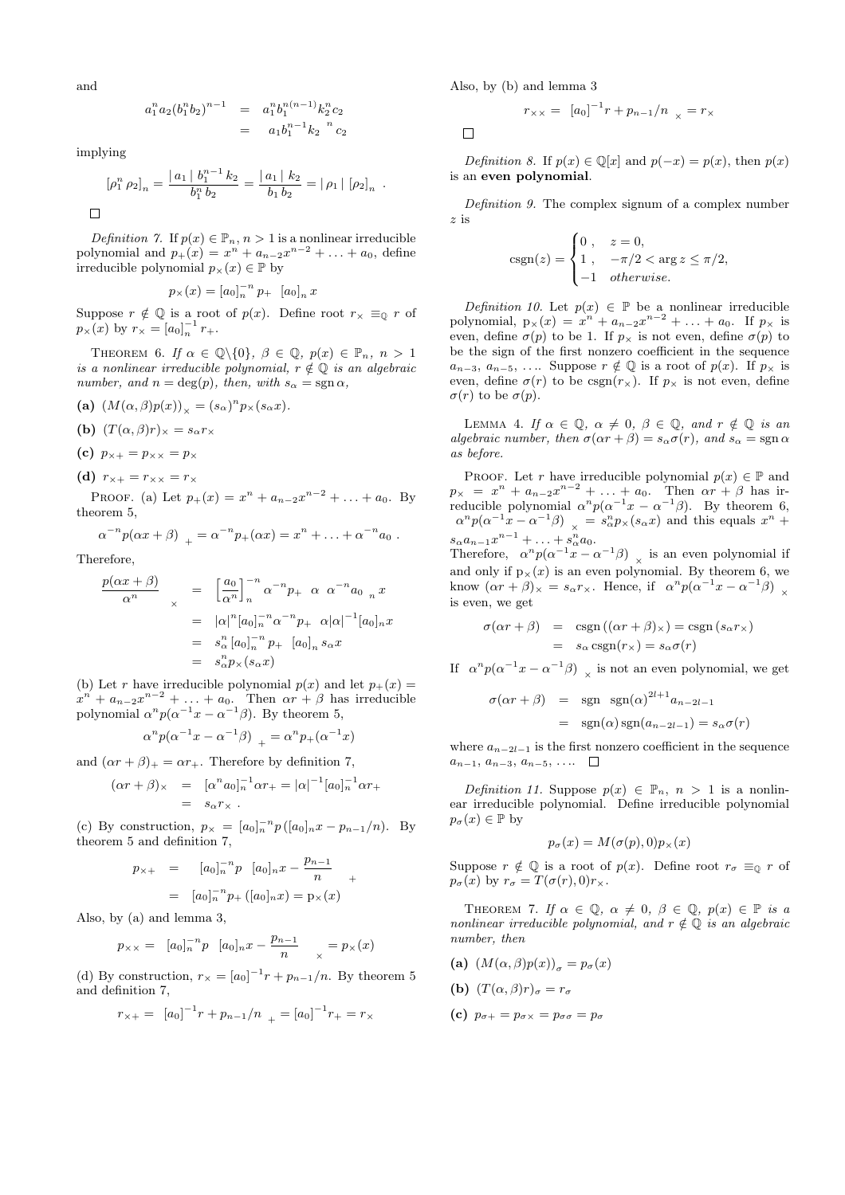and

$$\begin{aligned} a_1^n a_2 (b_1^n b_2)^{n-1} &= a_1^n b_1^{n(n-1)} k_2^n c_2 \\ &= a_1 b_1^{n-1} k_2{}^n c_2 \end{aligned}$$

implying

$$[\rho_1^n \rho_2]_n = \frac{|a_1| b_1^{n-1} k_2}{b_1^n b_2} = \frac{|a_1| k_2}{b_1 b_2} = |\rho_1| [\rho_2]_n .$$

□

*Definition 7.* If $p(x) \in \mathbb{P}_n$, $n > 1$ is a nonlinear irreducible polynomial and $p_+(x) = x^n + a_{n-2}x^{n-2} + \ldots + a_0$, define irreducible polynomial $p_\times(x) \in \mathbb{P}$ by

$$p_\times(x) = [a_0]_n^{-n} p_+ \ [a_0]_n x$$

Suppose $r \notin \mathbb{Q}$ is a root of $p(x)$. Define root $r_\times \equiv_{\mathbb{Q}} r$ of $p_\times(x)$ by $r_\times = [a_0]_n^{-1} r_+$.

THEOREM 6. *If $\alpha \in \mathbb{Q}\backslash\{0\}$, $\beta \in \mathbb{Q}$, $p(x) \in \mathbb{P}_n$, $n > 1$ is a nonlinear irreducible polynomial, $r \notin \mathbb{Q}$ is an algebraic number, and $n = \deg(p)$, then, with $s_\alpha = \operatorname{sgn} \alpha$,*

**(a)** $(M(\alpha, \beta)p(x))_\times = (s_\alpha)^n p_\times(s_\alpha x)$.

**(b)** $(T(\alpha, \beta)r)_\times = s_\alpha r_\times$

**(c)** $p_{\times+} = p_{\times\times} = p_\times$

**(d)** $r_{\times+} = r_{\times\times} = r_\times$

PROOF. (a) Let $p_+(x) = x^n + a_{n-2}x^{n-2} + \ldots + a_0$. By theorem 5,

$$\alpha^{-n} p(\alpha x + \beta)\ _+ = \alpha^{-n} p_+(\alpha x) = x^n + \ldots + \alpha^{-n} a_0 .$$

Therefore,

$$\begin{aligned} \frac{p(\alpha x + \beta)}{\alpha^n}\ _\times &= \left[\frac{a_0}{\alpha^n}\right]_n^{-n} \alpha^{-n} p_+ \ \alpha \ \alpha^{-n} a_0 \ _n x \\ &= |\alpha|^n [a_0]_n^{-n} \alpha^{-n} p_+ \ \alpha |\alpha|^{-1} [a_0]_n x \\ &= s_\alpha^n [a_0]_n^{-n} p_+ \ [a_0]_n s_\alpha x \\ &= s_\alpha^n p_\times(s_\alpha x) \end{aligned}$$

(b) Let $r$ have irreducible polynomial $p(x)$ and let $p_+(x) = x^n + a_{n-2}x^{n-2} + \ldots + a_0$. Then $\alpha r + \beta$ has irreducible polynomial $\alpha^n p(\alpha^{-1}x - \alpha^{-1}\beta)$. By theorem 5,

$$\alpha^n p(\alpha^{-1}x - \alpha^{-1}\beta)\ _+ = \alpha^n p_+(\alpha^{-1}x)$$

and $(\alpha r + \beta)_+ = \alpha r_+$. Therefore by definition 7,

$$\begin{aligned} (\alpha r + \beta)_\times &= [\alpha^n a_0]_n^{-1} \alpha r_+ = |\alpha|^{-1} [a_0]_n^{-1} \alpha r_+ \\ &= s_\alpha r_\times . \end{aligned}$$

(c) By construction, $p_\times = [a_0]_n^{-n} p([a_0]_n x - p_{n-1}/n)$. By theorem 5 and definition 7,

$$\begin{aligned} p_{\times+} &= [a_0]_n^{-n} p \ [a_0]_n x - \frac{p_{n-1}}{n} \ _+ \\ &= [a_0]_n^{-n} p_+ ([a_0]_n x) = p_\times(x) \end{aligned}$$

Also, by (a) and lemma 3,

$$p_{\times\times} = [a_0]_n^{-n} p \ [a_0]_n x - \frac{p_{n-1}}{n}\ _\times = p_\times(x)$$

(d) By construction, $r_\times = [a_0]^{-1} r + p_{n-1}/n$. By theorem 5 and definition 7,

$$r_{\times+} = [a_0]^{-1} r + p_{n-1}/n\ _+ = [a_0]^{-1} r_+ = r_\times$$

Also, by (b) and lemma 3

$$r_{\times\times} = [a_0]^{-1} r + p_{n-1}/n\ _\times = r_\times$$

□

*Definition 8.* If $p(x) \in \mathbb{Q}[x]$ and $p(-x) = p(x)$, then $p(x)$ is an **even polynomial**.

*Definition 9.* The complex signum of a complex number $z$ is

$$\operatorname{csgn}(z) = \begin{cases} 0\,, & z = 0, \\ 1\,, & -\pi/2 < \arg z \leq \pi/2, \\ -1 & \textit{otherwise.} \end{cases}$$

*Definition 10.* Let $p(x) \in \mathbb{P}$ be a nonlinear irreducible polynomial, $p_\times(x) = x^n + a_{n-2}x^{n-2} + \ldots + a_0$. If $p_\times$ is even, define $\sigma(p)$ to be 1. If $p_\times$ is not even, define $\sigma(p)$ to be the sign of the first nonzero coefficient in the sequence $a_{n-3}$, $a_{n-5}$, .... Suppose $r \notin \mathbb{Q}$ is a root of $p(x)$. If $p_\times$ is even, define $\sigma(r)$ to be $\operatorname{csgn}(r_\times)$. If $p_\times$ is not even, define $\sigma(r)$ to be $\sigma(p)$.

LEMMA 4. *If $\alpha \in \mathbb{Q}$, $\alpha \neq 0$, $\beta \in \mathbb{Q}$, and $r \notin \mathbb{Q}$ is an algebraic number, then $\sigma(\alpha r + \beta) = s_\alpha \sigma(r)$, and $s_\alpha = \operatorname{sgn} \alpha$ as before.*

PROOF. Let $r$ have irreducible polynomial $p(x) \in \mathbb{P}$ and $p_\times = x^n + a_{n-2}x^{n-2} + \ldots + a_0$. Then $\alpha r + \beta$ has irreducible polynomial $\alpha^n p(\alpha^{-1}x - \alpha^{-1}\beta)$. By theorem 6, $\alpha^n p(\alpha^{-1}x - \alpha^{-1}\beta)\ _\times = s_\alpha^n p_\times(s_\alpha x)$ and this equals $x^n + s_\alpha a_{n-1}x^{n-1} + \ldots + s_\alpha^n a_0$.
Therefore, $\alpha^n p(\alpha^{-1}x - \alpha^{-1}\beta)\ _\times$ is an even polynomial if and only if $p_\times(x)$ is an even polynomial. By theorem 6, we know $(\alpha r + \beta)_\times = s_\alpha r_\times$. Hence, if $\alpha^n p(\alpha^{-1}x - \alpha^{-1}\beta)\ _\times$ is even, we get

$$\begin{aligned} \sigma(\alpha r + \beta) &= \operatorname{csgn}((\alpha r + \beta)_\times) = \operatorname{csgn}(s_\alpha r_\times) \\ &= s_\alpha \operatorname{csgn}(r_\times) = s_\alpha \sigma(r) \end{aligned}$$

If $\alpha^n p(\alpha^{-1}x - \alpha^{-1}\beta)\ _\times$ is not an even polynomial, we get

$$\begin{aligned} \sigma(\alpha r + \beta) &= \operatorname{sgn}\ \operatorname{sgn}(\alpha)^{2l+1} a_{n-2l-1} \\ &= \operatorname{sgn}(\alpha) \operatorname{sgn}(a_{n-2l-1}) = s_\alpha \sigma(r) \end{aligned}$$

where $a_{n-2l-1}$ is the first nonzero coefficient in the sequence $a_{n-1}$, $a_{n-3}$, $a_{n-5}$, .... □

*Definition 11.* Suppose $p(x) \in \mathbb{P}_n$, $n > 1$ is a nonlinear irreducible polynomial. Define irreducible polynomial $p_\sigma(x) \in \mathbb{P}$ by

$$p_\sigma(x) = M(\sigma(p), 0) p_\times(x)$$

Suppose $r \notin \mathbb{Q}$ is a root of $p(x)$. Define root $r_\sigma \equiv_{\mathbb{Q}} r$ of $p_\sigma(x)$ by $r_\sigma = T(\sigma(r), 0) r_\times$.

THEOREM 7. *If $\alpha \in \mathbb{Q}$, $\alpha \neq 0$, $\beta \in \mathbb{Q}$, $p(x) \in \mathbb{P}$ is a nonlinear irreducible polynomial, and $r \notin \mathbb{Q}$ is an algebraic number, then*

**(a)** $(M(\alpha, \beta)p(x))_\sigma = p_\sigma(x)$

**(b)** $(T(\alpha, \beta)r)_\sigma = r_\sigma$

**(c)** $p_{\sigma+} = p_{\sigma\times} = p_{\sigma\sigma} = p_\sigma$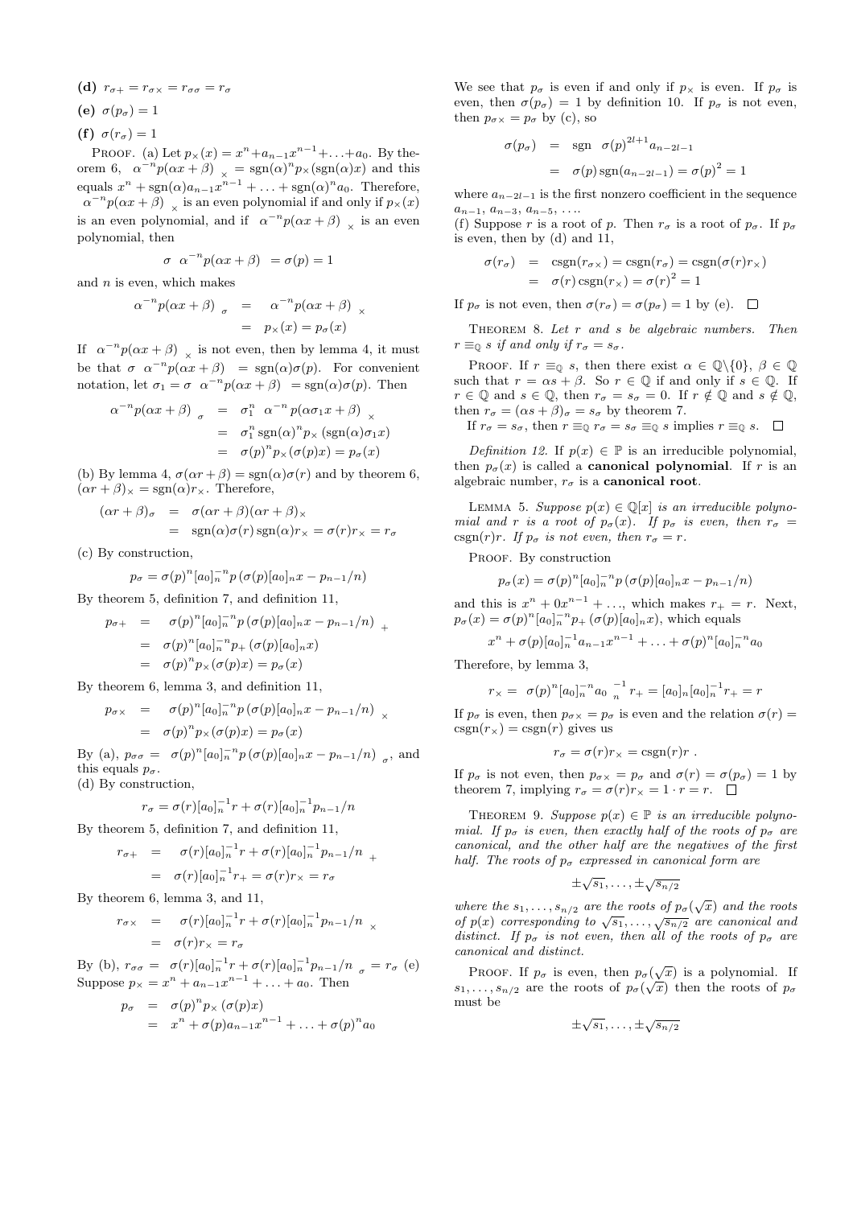**(d)** $r_{\sigma+} = r_{\sigma\times} = r_{\sigma\sigma} = r_\sigma$

**(e)** $\sigma(p_\sigma) = 1$

**(f)** $\sigma(r_\sigma) = 1$

PROOF. (a) Let $p_\times(x) = x^n + a_{n-1}x^{n-1} + \ldots + a_0$. By theorem 6, $\left(\alpha^{-n}p(\alpha x+\beta)\right)_\times = \operatorname{sgn}(\alpha)^n p_\times(\operatorname{sgn}(\alpha)x)$ and this equals $x^n + \operatorname{sgn}(\alpha)a_{n-1}x^{n-1} + \ldots + \operatorname{sgn}(\alpha)^n a_0$. Therefore, $\left(\alpha^{-n}p(\alpha x+\beta)\right)_\times$ is an even polynomial if and only if $p_\times(x)$ is an even polynomial, and if $\left(\alpha^{-n}p(\alpha x+\beta)\right)_\times$ is an even polynomial, then

$$\sigma\left(\alpha^{-n}p(\alpha x+\beta)\right) = \sigma(p) = 1$$

and $n$ is even, which makes

$$\begin{aligned}\left(\alpha^{-n}p(\alpha x+\beta)\right)_\sigma &= \left(\alpha^{-n}p(\alpha x+\beta)\right)_\times \\ &= p_\times(x) = p_\sigma(x)\end{aligned}$$

If $\left(\alpha^{-n}p(\alpha x+\beta)\right)_\times$ is not even, then by lemma 4, it must be that $\sigma\left(\alpha^{-n}p(\alpha x+\beta)\right) = \operatorname{sgn}(\alpha)\sigma(p)$. For convenient notation, let $\sigma_1 = \sigma\left(\alpha^{-n}p(\alpha x+\beta)\right) = \operatorname{sgn}(\alpha)\sigma(p)$. Then

$$\begin{aligned}\left(\alpha^{-n}p(\alpha x+\beta)\right)_\sigma &= \sigma_1^n\left(\alpha^{-n}p(\alpha\sigma_1 x+\beta)\right)_\times \\ &= \sigma_1^n \operatorname{sgn}(\alpha)^n p_\times\left(\operatorname{sgn}(\alpha)\sigma_1 x\right) \\ &= \sigma(p)^n p_\times(\sigma(p)x) = p_\sigma(x)\end{aligned}$$

(b) By lemma 4, $\sigma(\alpha r+\beta) = \operatorname{sgn}(\alpha)\sigma(r)$ and by theorem 6, $(\alpha r+\beta)_\times = \operatorname{sgn}(\alpha)r_\times$. Therefore,

$$\begin{aligned}(\alpha r+\beta)_\sigma &= \sigma(\alpha r+\beta)(\alpha r+\beta)_\times \\ &= \operatorname{sgn}(\alpha)\sigma(r)\operatorname{sgn}(\alpha)r_\times = \sigma(r)r_\times = r_\sigma\end{aligned}$$

(c) By construction,

$$p_\sigma = \sigma(p)^n[a_0]_n^{-n}p\left(\sigma(p)[a_0]_n x - p_{n-1}/n\right)$$

By theorem 5, definition 7, and definition 11,

$$\begin{aligned}p_{\sigma+} &= \left(\sigma(p)^n[a_0]_n^{-n}p\left(\sigma(p)[a_0]_n x - p_{n-1}/n\right)\right)_+ \\ &= \sigma(p)^n[a_0]_n^{-n}p_+\left(\sigma(p)[a_0]_n x\right) \\ &= \sigma(p)^n p_\times(\sigma(p)x) = p_\sigma(x)\end{aligned}$$

By theorem 6, lemma 3, and definition 11,

$$\begin{aligned}p_{\sigma\times} &= \left(\sigma(p)^n[a_0]_n^{-n}p\left(\sigma(p)[a_0]_n x - p_{n-1}/n\right)\right)_\times \\ &= \sigma(p)^n p_\times(\sigma(p)x) = p_\sigma(x)\end{aligned}$$

By (a), $p_{\sigma\sigma} = \left(\sigma(p)^n[a_0]_n^{-n}p\left(\sigma(p)[a_0]_n x - p_{n-1}/n\right)\right)_\sigma$, and this equals $p_\sigma$.

(d) By construction,

$$r_\sigma = \sigma(r)[a_0]_n^{-1}r + \sigma(r)[a_0]_n^{-1}p_{n-1}/n$$

By theorem 5, definition 7, and definition 11,

$$\begin{aligned}r_{\sigma+} &= \left(\sigma(r)[a_0]_n^{-1}r + \sigma(r)[a_0]_n^{-1}p_{n-1}/n\right)_+ \\ &= \sigma(r)[a_0]_n^{-1}r_+ = \sigma(r)r_\times = r_\sigma\end{aligned}$$

By theorem 6, lemma 3, and 11,

$$\begin{aligned}r_{\sigma\times} &= \left(\sigma(r)[a_0]_n^{-1}r + \sigma(r)[a_0]_n^{-1}p_{n-1}/n\right)_\times \\ &= \sigma(r)r_\times = r_\sigma\end{aligned}$$

By (b), $r_{\sigma\sigma} = \left(\sigma(r)[a_0]_n^{-1}r + \sigma(r)[a_0]_n^{-1}p_{n-1}/n\right)_\sigma = r_\sigma$ (e) Suppose $p_\times = x^n + a_{n-1}x^{n-1} + \ldots + a_0$. Then

$$\begin{aligned}p_\sigma &= \sigma(p)^n p_\times\left(\sigma(p)x\right) \\ &= x^n + \sigma(p)a_{n-1}x^{n-1} + \ldots + \sigma(p)^n a_0\end{aligned}$$

We see that $p_\sigma$ is even if and only if $p_\times$ is even. If $p_\sigma$ is even, then $\sigma(p_\sigma) = 1$ by definition 10. If $p_\sigma$ is not even, then $p_{\sigma\times} = p_\sigma$ by (c), so

$$\begin{aligned}\sigma(p_\sigma) &= \operatorname{sgn}\left(\sigma(p)^{2l+1}a_{n-2l-1}\right) \\ &= \sigma(p)\operatorname{sgn}(a_{n-2l-1}) = \sigma(p)^2 = 1\end{aligned}$$

where $a_{n-2l-1}$ is the first nonzero coefficient in the sequence $a_{n-1}$, $a_{n-3}$, $a_{n-5}$, ....

(f) Suppose $r$ is a root of $p$. Then $r_\sigma$ is a root of $p_\sigma$. If $p_\sigma$ is even, then by (d) and 11,

$$\begin{aligned}\sigma(r_\sigma) &= \operatorname{csgn}(r_{\sigma\times}) = \operatorname{csgn}(r_\sigma) = \operatorname{csgn}(\sigma(r)r_\times) \\ &= \sigma(r)\operatorname{csgn}(r_\times) = \sigma(r)^2 = 1\end{aligned}$$

If $p_\sigma$ is not even, then $\sigma(r_\sigma) = \sigma(p_\sigma) = 1$ by (e). $\square$

THEOREM 8. *Let $r$ and $s$ be algebraic numbers. Then $r \equiv_{\mathbb{Q}} s$ if and only if $r_\sigma = s_\sigma$.*

PROOF. If $r \equiv_{\mathbb{Q}} s$, then there exist $\alpha \in \mathbb{Q}\backslash\{0\}$, $\beta \in \mathbb{Q}$ such that $r = \alpha s + \beta$. So $r \in \mathbb{Q}$ if and only if $s \in \mathbb{Q}$. If $r \in \mathbb{Q}$ and $s \in \mathbb{Q}$, then $r_\sigma = s_\sigma = 0$. If $r \notin \mathbb{Q}$ and $s \notin \mathbb{Q}$, then $r_\sigma = (\alpha s+\beta)_\sigma = s_\sigma$ by theorem 7.

If $r_\sigma = s_\sigma$, then $r \equiv_{\mathbb{Q}} r_\sigma = s_\sigma \equiv_{\mathbb{Q}} s$ implies $r \equiv_{\mathbb{Q}} s$. $\square$

*Definition 12.* If $p(x) \in \mathbb{P}$ is an irreducible polynomial, then $p_\sigma(x)$ is called a **canonical polynomial**. If $r$ is an algebraic number, $r_\sigma$ is a **canonical root**.

LEMMA 5. *Suppose $p(x) \in \mathbb{Q}[x]$ is an irreducible polynomial and $r$ is a root of $p_\sigma(x)$. If $p_\sigma$ is even, then $r_\sigma = \operatorname{csgn}(r)r$. If $p_\sigma$ is not even, then $r_\sigma = r$.*

PROOF. By construction

$$p_\sigma(x) = \sigma(p)^n[a_0]_n^{-n}p\left(\sigma(p)[a_0]_n x - p_{n-1}/n\right)$$

and this is $x^n + 0x^{n-1} + \ldots$, which makes $r_+ = r$. Next, $p_\sigma(x) = \sigma(p)^n[a_0]_n^{-n}p_+\left(\sigma(p)[a_0]_n x\right)$, which equals

$$x^n + \sigma(p)[a_0]_n^{-1}a_{n-1}x^{n-1} + \ldots + \sigma(p)^n[a_0]_n^{-n}a_0$$

Therefore, by lemma 3,

$$r_\times = \left[\sigma(p)^n[a_0]_n^{-n}a_0\right]_n^{-1}r_+ = [a_0]_n[a_0]_n^{-1}r_+ = r$$

If $p_\sigma$ is even, then $p_{\sigma\times} = p_\sigma$ is even and the relation $\sigma(r) = \operatorname{csgn}(r_\times) = \operatorname{csgn}(r)$ gives us

$$r_\sigma = \sigma(r)r_\times = \operatorname{csgn}(r)r\ .$$

If $p_\sigma$ is not even, then $p_{\sigma\times} = p_\sigma$ and $\sigma(r) = \sigma(p_\sigma) = 1$ by theorem 7, implying $r_\sigma = \sigma(r)r_\times = 1 \cdot r = r$. $\square$

THEOREM 9. *Suppose $p(x) \in \mathbb{P}$ is an irreducible polynomial. If $p_\sigma$ is even, then exactly half of the roots of $p_\sigma$ are canonical, and the other half are the negatives of the first half. The roots of $p_\sigma$ expressed in canonical form are*

$$\pm\sqrt{s_1}, \ldots, \pm\sqrt{s_{n/2}}$$

*where the $s_1, \ldots, s_{n/2}$ are the roots of $p_\sigma(\sqrt{x})$ and the roots of $p(x)$ corresponding to $\sqrt{s_1}, \ldots, \sqrt{s_{n/2}}$ are canonical and distinct. If $p_\sigma$ is not even, then all of the roots of $p_\sigma$ are canonical and distinct.*

PROOF. If $p_\sigma$ is even, then $p_\sigma(\sqrt{x})$ is a polynomial. If $s_1, \ldots, s_{n/2}$ are the roots of $p_\sigma(\sqrt{x})$ then the roots of $p_\sigma$ must be

$$\pm\sqrt{s_1}, \ldots, \pm\sqrt{s_{n/2}}$$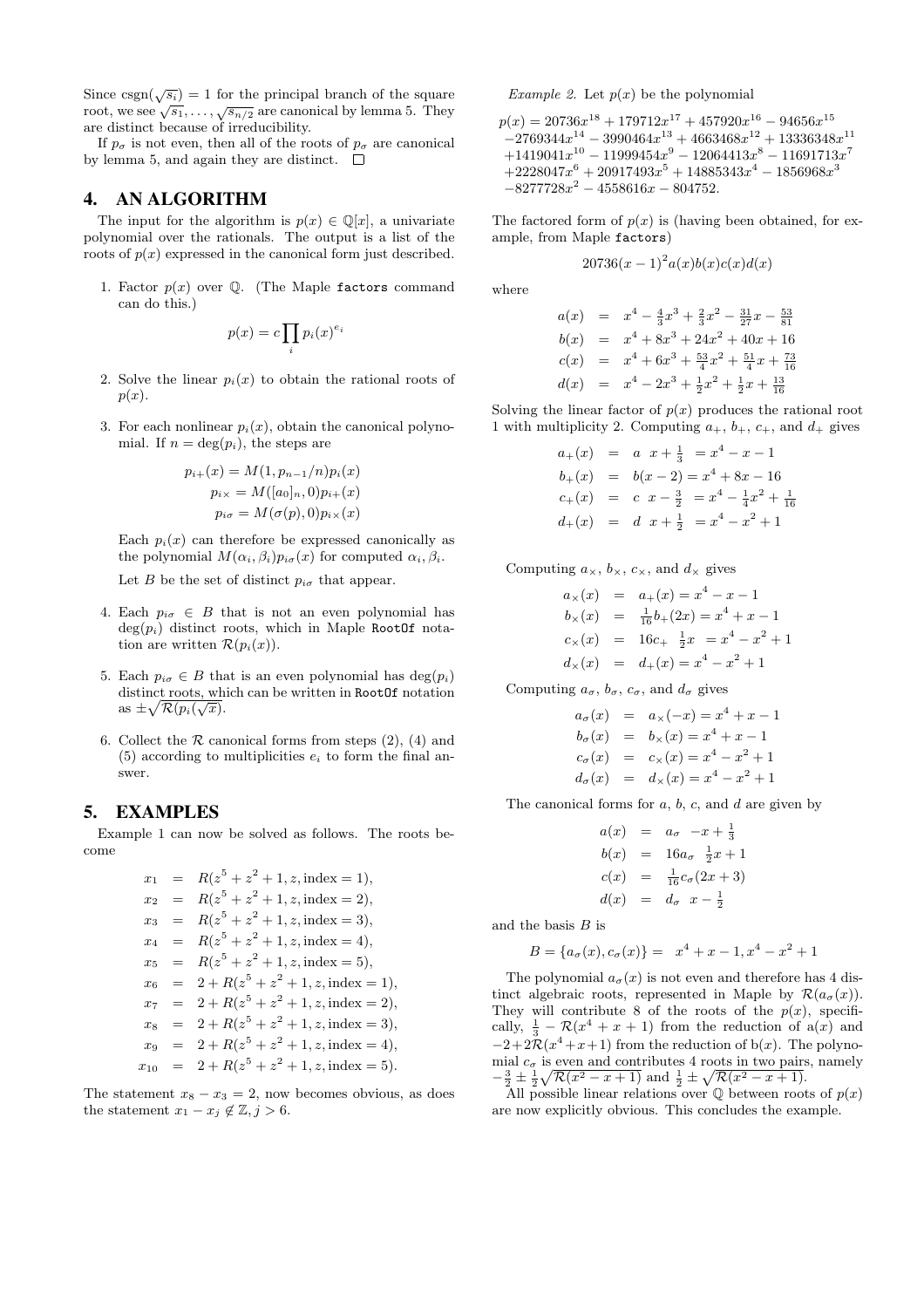Since $\operatorname{csgn}(\sqrt{s_i}) = 1$ for the principal branch of the square root, we see $\sqrt{s_1}, \ldots, \sqrt{s_{n/2}}$ are canonical by lemma 5. They are distinct because of irreducibility.

If $p_\sigma$ is not even, then all of the roots of $p_\sigma$ are canonical by lemma 5, and again they are distinct. □

## 4. AN ALGORITHM

The input for the algorithm is $p(x) \in \mathbb{Q}[x]$, a univariate polynomial over the rationals. The output is a list of the roots of $p(x)$ expressed in the canonical form just described.

1. Factor $p(x)$ over $\mathbb{Q}$. (The Maple `factors` command can do this.)
$$p(x) = c \prod_i p_i(x)^{e_i}$$
2. Solve the linear $p_i(x)$ to obtain the rational roots of $p(x)$.
3. For each nonlinear $p_i(x)$, obtain the canonical polynomial. If $n = \deg(p_i)$, the steps are
$$p_{i+}(x) = M(1, p_{n-1}/n)p_i(x)$$
$$p_{i\times} = M([a_0]_n, 0)p_{i+}(x)$$
$$p_{i\sigma} = M(\sigma(p), 0)p_{i\times}(x)$$
Each $p_i(x)$ can therefore be expressed canonically as the polynomial $M(\alpha_i, \beta_i)p_{i\sigma}(x)$ for computed $\alpha_i, \beta_i$.

   Let $B$ be the set of distinct $p_{i\sigma}$ that appear.
4. Each $p_{i\sigma} \in B$ that is not an even polynomial has $\deg(p_i)$ distinct roots, which in Maple `RootOf` notation are written $\mathcal{R}(p_i(x))$.
5. Each $p_{i\sigma} \in B$ that is an even polynomial has $\deg(p_i)$ distinct roots, which can be written in `RootOf` notation as $\pm\sqrt{\mathcal{R}(p_i(\sqrt{x})}$.
6. Collect the $\mathcal{R}$ canonical forms from steps (2), (4) and (5) according to multiplicities $e_i$ to form the final answer.

## 5. EXAMPLES

Example 1 can now be solved as follows. The roots become

$$\begin{aligned}
x_1 &= R(z^5 + z^2 + 1, z, \text{index} = 1),\\
x_2 &= R(z^5 + z^2 + 1, z, \text{index} = 2),\\
x_3 &= R(z^5 + z^2 + 1, z, \text{index} = 3),\\
x_4 &= R(z^5 + z^2 + 1, z, \text{index} = 4),\\
x_5 &= R(z^5 + z^2 + 1, z, \text{index} = 5),\\
x_6 &= 2 + R(z^5 + z^2 + 1, z, \text{index} = 1),\\
x_7 &= 2 + R(z^5 + z^2 + 1, z, \text{index} = 2),\\
x_8 &= 2 + R(z^5 + z^2 + 1, z, \text{index} = 3),\\
x_9 &= 2 + R(z^5 + z^2 + 1, z, \text{index} = 4),\\
x_{10} &= 2 + R(z^5 + z^2 + 1, z, \text{index} = 5).
\end{aligned}$$

The statement $x_8 - x_3 = 2$, now becomes obvious, as does the statement $x_1 - x_j \notin \mathbb{Z}, j > 6$.

*Example 2.* Let $p(x)$ be the polynomial

$$\begin{aligned}
p(x) &= 20736x^{18} + 179712x^{17} + 457920x^{16} - 94656x^{15}\\
&-2769344x^{14} - 3990464x^{13} + 4663468x^{12} + 13336348x^{11}\\
&+1419041x^{10} - 11999454x^9 - 12064413x^8 - 11691713x^7\\
&+2228047x^6 + 20917493x^5 + 14885343x^4 - 1856968x^3\\
&-8277728x^2 - 4558616x - 804752.
\end{aligned}$$

The factored form of $p(x)$ is (having been obtained, for example, from Maple `factors`)

$$20736(x-1)^2 a(x)b(x)c(x)d(x)$$

where

$$\begin{aligned}
a(x) &= x^4 - \tfrac{4}{3}x^3 + \tfrac{2}{3}x^2 - \tfrac{31}{27}x - \tfrac{53}{81}\\
b(x) &= x^4 + 8x^3 + 24x^2 + 40x + 16\\
c(x) &= x^4 + 6x^3 + \tfrac{53}{4}x^2 + \tfrac{51}{4}x + \tfrac{73}{16}\\
d(x) &= x^4 - 2x^3 + \tfrac{1}{2}x^2 + \tfrac{1}{2}x + \tfrac{13}{16}
\end{aligned}$$

Solving the linear factor of $p(x)$ produces the rational root 1 with multiplicity 2. Computing $a_+$, $b_+$, $c_+$, and $d_+$ gives

$$\begin{aligned}
a_+(x) &= a\ \ x + \tfrac{1}{3}\ \ = x^4 - x - 1\\
b_+(x) &= b(x-2) = x^4 + 8x - 16\\
c_+(x) &= c\ \ x - \tfrac{3}{2}\ \ = x^4 - \tfrac{1}{4}x^2 + \tfrac{1}{16}\\
d_+(x) &= d\ \ x + \tfrac{1}{2}\ \ = x^4 - x^2 + 1
\end{aligned}$$

Computing $a_\times$, $b_\times$, $c_\times$, and $d_\times$ gives

$$\begin{aligned}
a_\times(x) &= a_+(x) = x^4 - x - 1\\
b_\times(x) &= \tfrac{1}{16}b_+(2x) = x^4 + x - 1\\
c_\times(x) &= 16c_+\ \ \tfrac{1}{2}x\ \ = x^4 - x^2 + 1\\
d_\times(x) &= d_+(x) = x^4 - x^2 + 1
\end{aligned}$$

Computing $a_\sigma$, $b_\sigma$, $c_\sigma$, and $d_\sigma$ gives

$$\begin{aligned}
a_\sigma(x) &= a_\times(-x) = x^4 + x - 1\\
b_\sigma(x) &= b_\times(x) = x^4 + x - 1\\
c_\sigma(x) &= c_\times(x) = x^4 - x^2 + 1\\
d_\sigma(x) &= d_\times(x) = x^4 - x^2 + 1
\end{aligned}$$

The canonical forms for $a$, $b$, $c$, and $d$ are given by

$$\begin{aligned}
a(x) &= a_\sigma\ \ -x + \tfrac{1}{3}\\
b(x) &= 16a_\sigma\ \ \tfrac{1}{2}x + 1\\
c(x) &= \tfrac{1}{16}c_\sigma(2x + 3)\\
d(x) &= d_\sigma\ \ x - \tfrac{1}{2}
\end{aligned}$$

and the basis $B$ is

$$B = \{a_\sigma(x), c_\sigma(x)\} = \ \ x^4 + x - 1, x^4 - x^2 + 1$$

The polynomial $a_\sigma(x)$ is not even and therefore has 4 distinct algebraic roots, represented in Maple by $\mathcal{R}(a_\sigma(x))$. They will contribute 8 of the roots of the $p(x)$, specifically, $\frac{1}{3} - \mathcal{R}(x^4 + x + 1)$ from the reduction of a(x) and $-2 + 2\mathcal{R}(x^4 + x + 1)$ from the reduction of b($x$). The polynomial $c_\sigma$ is even and contributes 4 roots in two pairs, namely $-\frac{3}{2} \pm \frac{1}{2}\sqrt{\mathcal{R}(x^2 - x + 1)}$ and $\frac{1}{2} \pm \sqrt{\mathcal{R}(x^2 - x + 1)}$.

All possible linear relations over $\mathbb{Q}$ between roots of $p(x)$ are now explicitly obvious. This concludes the example.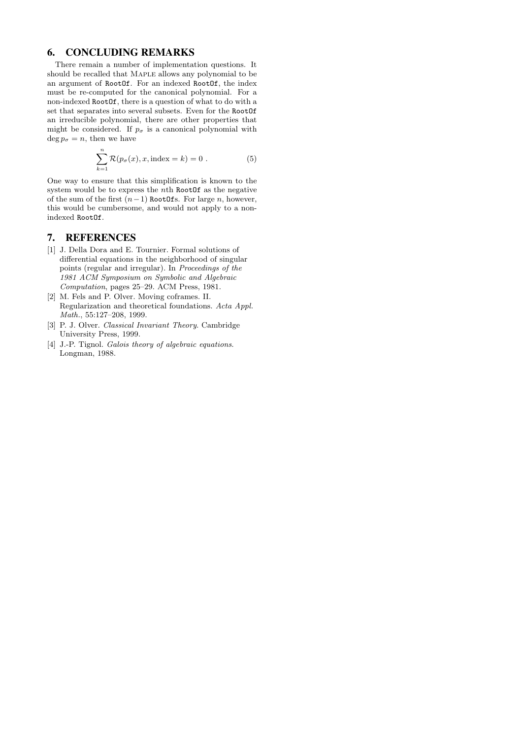## 6. CONCLUDING REMARKS

There remain a number of implementation questions. It should be recalled that MAPLE allows any polynomial to be an argument of RootOf. For an indexed RootOf, the index must be re-computed for the canonical polynomial. For a non-indexed RootOf, there is a question of what to do with a set that separates into several subsets. Even for the RootOf an irreducible polynomial, there are other properties that might be considered. If $p_\sigma$ is a canonical polynomial with $\deg p_\sigma = n$, then we have

$$\sum_{k=1}^{n} \mathcal{R}(p_\sigma(x), x, \text{index} = k) = 0 \ . \tag{5}$$

One way to ensure that this simplification is known to the system would be to express the $n$th RootOf as the negative of the sum of the first $(n-1)$ RootOfs. For large $n$, however, this would be cumbersome, and would not apply to a non-indexed RootOf.

## 7. REFERENCES

[1] J. Della Dora and E. Tournier. Formal solutions of differential equations in the neighborhood of singular points (regular and irregular). In *Proceedings of the 1981 ACM Symposium on Symbolic and Algebraic Computation*, pages 25–29. ACM Press, 1981.

[2] M. Fels and P. Olver. Moving coframes. II. Regularization and theoretical foundations. *Acta Appl. Math.*, 55:127–208, 1999.

[3] P. J. Olver. *Classical Invariant Theory*. Cambridge University Press, 1999.

[4] J.-P. Tignol. *Galois theory of algebraic equations*. Longman, 1988.